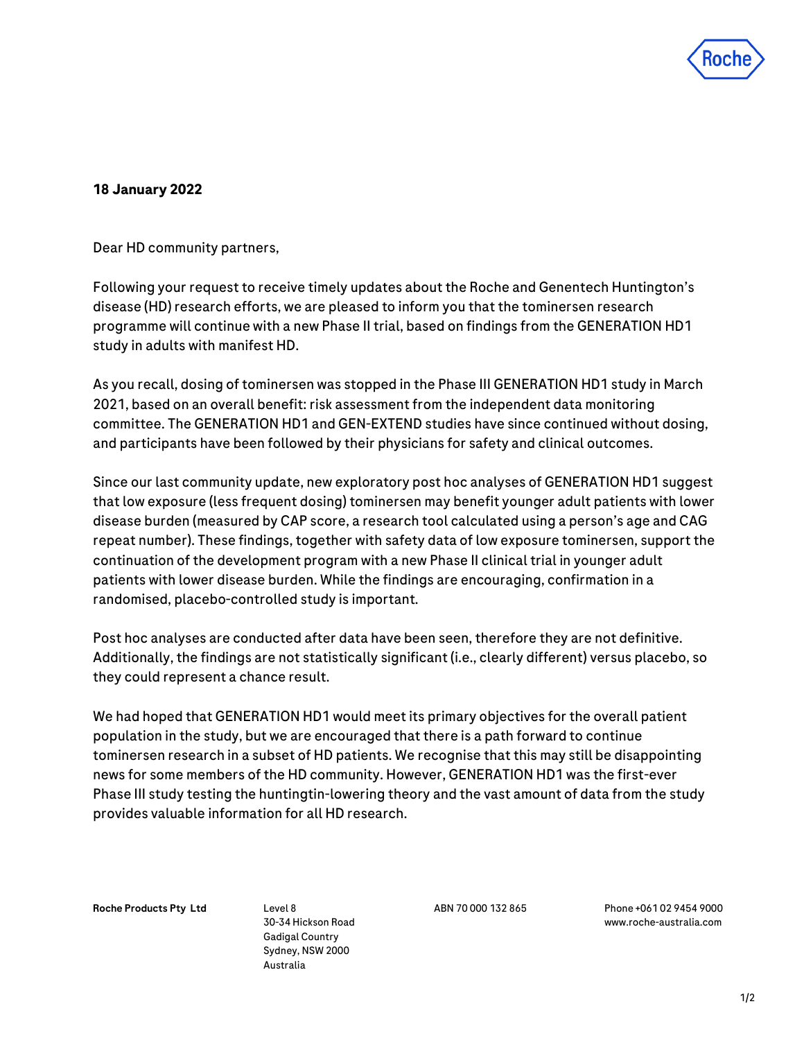**18 January 2022**

Dear HD community partners,

Following your request to receive timely updates about the Roche and Genentech Huntington's disease (HD) research efforts, we are pleased to inform you that the tominersen research programme will continue with a new Phase II trial, based on findings from the GENERATION HD1 study in adults with manifest HD.

As you recall, dosing of tominersen was stopped in the Phase III GENERATION HD1 study in March 2021, based on an overall benefit: risk assessment from the independent data monitoring committee. The GENERATION HD1 and GEN-EXTEND studies have since continued without dosing, and participants have been followed by their physicians for safety and clinical outcomes.

Since our last community update, new exploratory post hoc analyses of GENERATION HD1 suggest that low exposure (less frequent dosing) tominersen may benefit younger adult patients with lower disease burden (measured by CAP score, a research tool calculated using a person's age and CAG repeat number). These findings, together with safety data of low exposure tominersen, support the continuation of the development program with a new Phase II clinical trial in younger adult patients with lower disease burden. While the findings are encouraging, confirmation in a randomised, placebo-controlled study is important.

Post hoc analyses are conducted after data have been seen, therefore they are not definitive. Additionally, the findings are not statistically significant (i.e., clearly different) versus placebo, so they could represent a chance result.

We had hoped that GENERATION HD1 would meet its primary objectives for the overall patient population in the study, but we are encouraged that there is a path forward to continue tominersen research in a subset of HD patients. We recognise that this may still be disappointing news for some members of the HD community. However, GENERATION HD1 was the first-ever Phase III study testing the huntingtin-lowering theory and the vast amount of data from the study provides valuable information for all HD research.

**Roche Products Pty Ltd**

Level 8
30-34 Hickson Road
Gadigal Country
Sydney, NSW 2000
Australia

ABN 70 000 132 865

Phone +061 02 9454 9000
www.roche-australia.com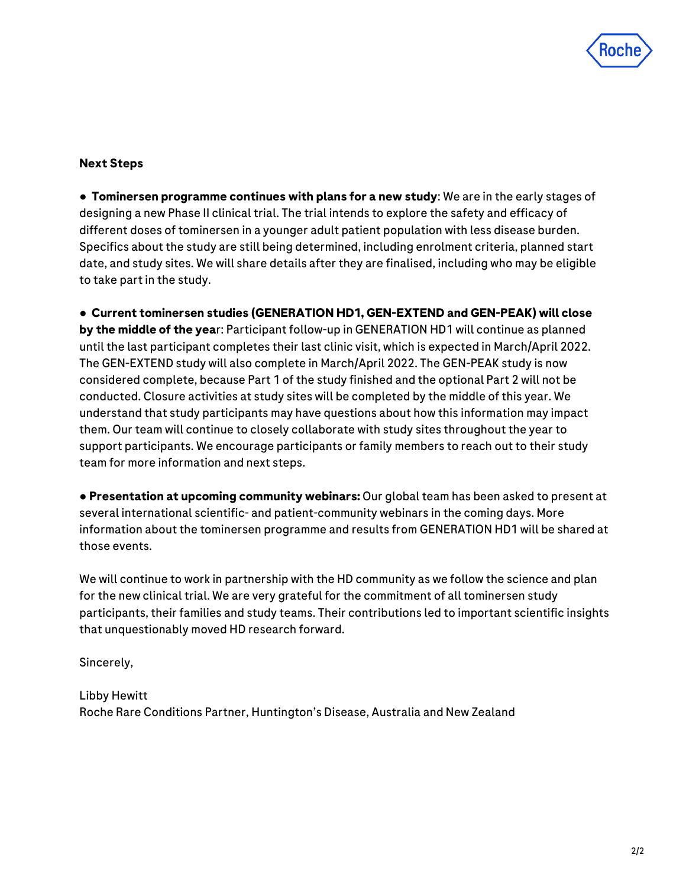**Next Steps**

- **Tominersen programme continues with plans for a new study**: We are in the early stages of designing a new Phase II clinical trial. The trial intends to explore the safety and efficacy of different doses of tominersen in a younger adult patient population with less disease burden. Specifics about the study are still being determined, including enrolment criteria, planned start date, and study sites. We will share details after they are finalised, including who may be eligible to take part in the study.

- **Current tominersen studies (GENERATION HD1, GEN-EXTEND and GEN-PEAK) will close by the middle of the yea**r: Participant follow-up in GENERATION HD1 will continue as planned until the last participant completes their last clinic visit, which is expected in March/April 2022. The GEN-EXTEND study will also complete in March/April 2022. The GEN-PEAK study is now considered complete, because Part 1 of the study finished and the optional Part 2 will not be conducted. Closure activities at study sites will be completed by the middle of this year. We understand that study participants may have questions about how this information may impact them. Our team will continue to closely collaborate with study sites throughout the year to support participants. We encourage participants or family members to reach out to their study team for more information and next steps.

- **Presentation at upcoming community webinars:** Our global team has been asked to present at several international scientific- and patient-community webinars in the coming days. More information about the tominersen programme and results from GENERATION HD1 will be shared at those events.

We will continue to work in partnership with the HD community as we follow the science and plan for the new clinical trial. We are very grateful for the commitment of all tominersen study participants, their families and study teams. Their contributions led to important scientific insights that unquestionably moved HD research forward.

Sincerely,

Libby Hewitt
Roche Rare Conditions Partner, Huntington's Disease, Australia and New Zealand